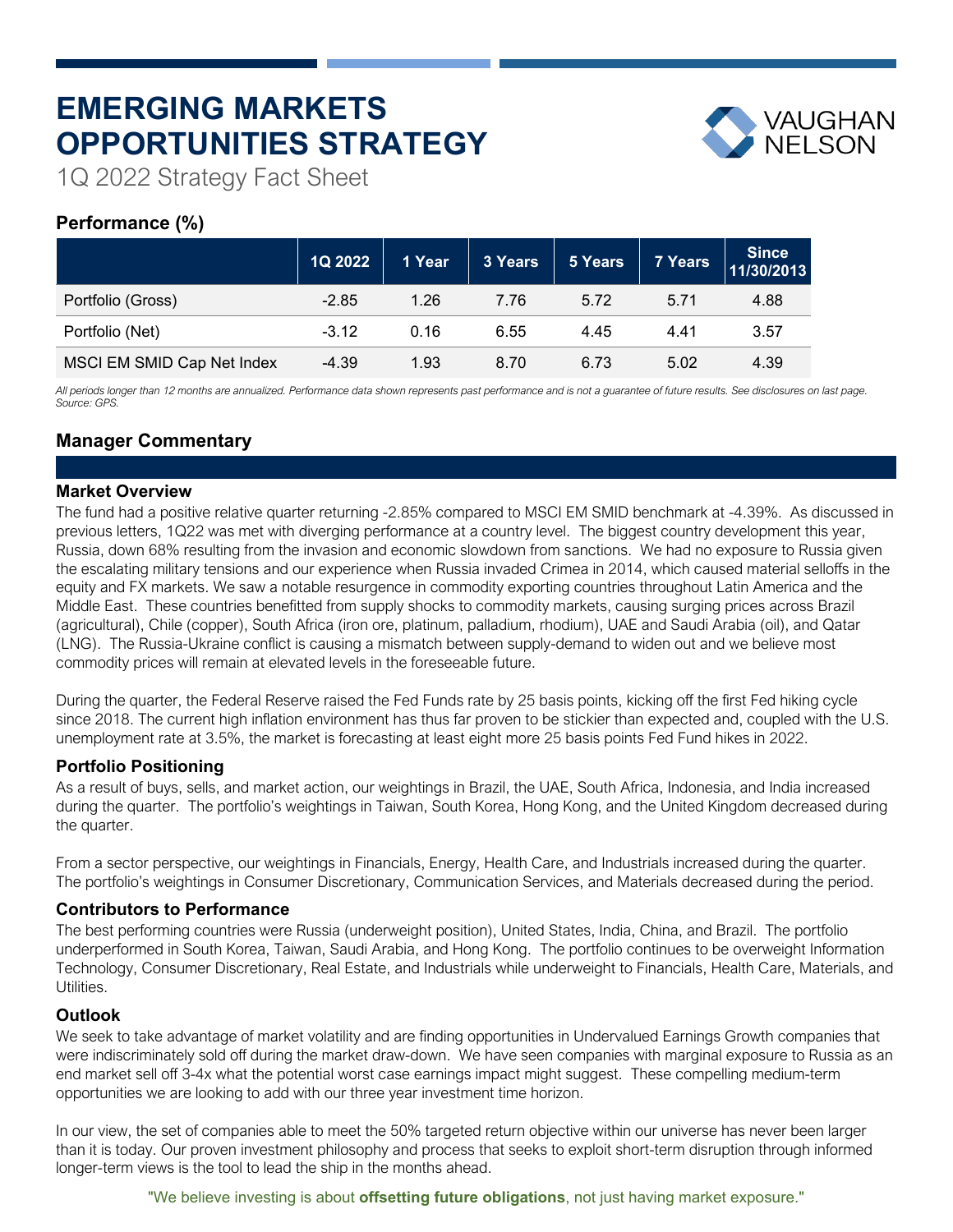# EMERGING MARKETS OPPORTUNITIES STRATEGY

1Q 2022 Strategy Fact Sheet

VAUGHAN NELSON

## Performance (%)

| | 1Q 2022 | 1 Year | 3 Years | 5 Years | 7 Years | Since 11/30/2013 |
|---|---|---|---|---|---|---|
| Portfolio (Gross) | -2.85 | 1.26 | 7.76 | 5.72 | 5.71 | 4.88 |
| Portfolio (Net) | -3.12 | 0.16 | 6.55 | 4.45 | 4.41 | 3.57 |
| MSCI EM SMID Cap Net Index | -4.39 | 1.93 | 8.70 | 6.73 | 5.02 | 4.39 |

*All periods longer than 12 months are annualized. Performance data shown represents past performance and is not a guarantee of future results. See disclosures on last page. Source: GPS.*

## Manager Commentary

### Market Overview

The fund had a positive relative quarter returning -2.85% compared to MSCI EM SMID benchmark at -4.39%. As discussed in previous letters, 1Q22 was met with diverging performance at a country level. The biggest country development this year, Russia, down 68% resulting from the invasion and economic slowdown from sanctions. We had no exposure to Russia given the escalating military tensions and our experience when Russia invaded Crimea in 2014, which caused material selloffs in the equity and FX markets. We saw a notable resurgence in commodity exporting countries throughout Latin America and the Middle East. These countries benefitted from supply shocks to commodity markets, causing surging prices across Brazil (agricultural), Chile (copper), South Africa (iron ore, platinum, palladium, rhodium), UAE and Saudi Arabia (oil), and Qatar (LNG). The Russia-Ukraine conflict is causing a mismatch between supply-demand to widen out and we believe most commodity prices will remain at elevated levels in the foreseeable future.

During the quarter, the Federal Reserve raised the Fed Funds rate by 25 basis points, kicking off the first Fed hiking cycle since 2018. The current high inflation environment has thus far proven to be stickier than expected and, coupled with the U.S. unemployment rate at 3.5%, the market is forecasting at least eight more 25 basis points Fed Fund hikes in 2022.

### Portfolio Positioning

As a result of buys, sells, and market action, our weightings in Brazil, the UAE, South Africa, Indonesia, and India increased during the quarter. The portfolio's weightings in Taiwan, South Korea, Hong Kong, and the United Kingdom decreased during the quarter.

From a sector perspective, our weightings in Financials, Energy, Health Care, and Industrials increased during the quarter. The portfolio's weightings in Consumer Discretionary, Communication Services, and Materials decreased during the period.

### Contributors to Performance

The best performing countries were Russia (underweight position), United States, India, China, and Brazil. The portfolio underperformed in South Korea, Taiwan, Saudi Arabia, and Hong Kong. The portfolio continues to be overweight Information Technology, Consumer Discretionary, Real Estate, and Industrials while underweight to Financials, Health Care, Materials, and Utilities.

### Outlook

We seek to take advantage of market volatility and are finding opportunities in Undervalued Earnings Growth companies that were indiscriminately sold off during the market draw-down. We have seen companies with marginal exposure to Russia as an end market sell off 3-4x what the potential worst case earnings impact might suggest. These compelling medium-term opportunities we are looking to add with our three year investment time horizon.

In our view, the set of companies able to meet the 50% targeted return objective within our universe has never been larger than it is today. Our proven investment philosophy and process that seeks to exploit short-term disruption through informed longer-term views is the tool to lead the ship in the months ahead.

"We believe investing is about **offsetting future obligations**, not just having market exposure."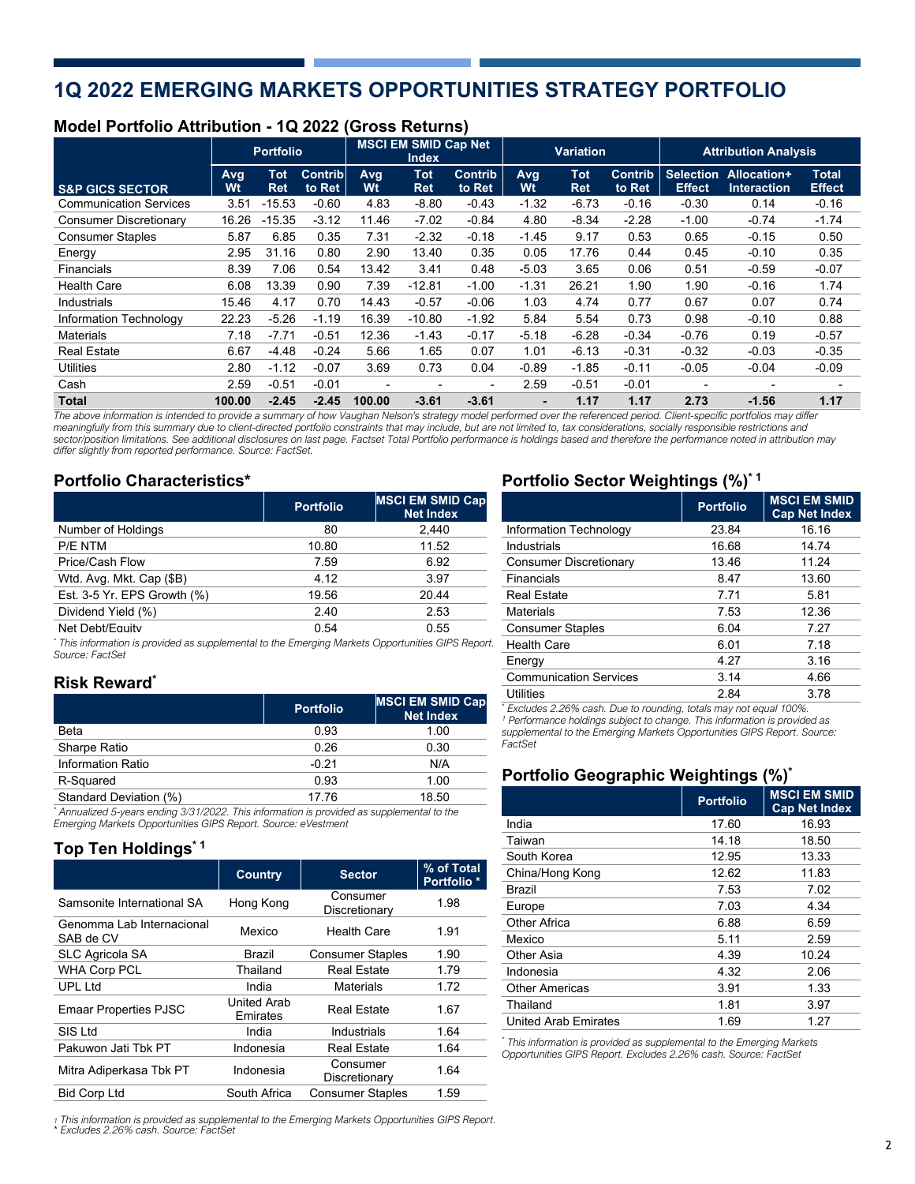# 1Q 2022 EMERGING MARKETS OPPORTUNITIES STRATEGY PORTFOLIO

## Model Portfolio Attribution - 1Q 2022 (Gross Returns)

| S&P GICS SECTOR | Portfolio | | | MSCI EM SMID Cap Net Index | | | Variation | | | Attribution Analysis | | |
|---|---|---|---|---|---|---|---|---|---|---|---|---|
| | Avg Wt | Tot Ret | Contrib to Ret | Avg Wt | Tot Ret | Contrib to Ret | Avg Wt | Tot Ret | Contrib to Ret | Selection Effect | Allocation+ Interaction | Total Effect |
| Communication Services | 3.51 | -15.53 | -0.60 | 4.83 | -8.80 | -0.43 | -1.32 | -6.73 | -0.16 | -0.30 | 0.14 | -0.16 |
| Consumer Discretionary | 16.26 | -15.35 | -3.12 | 11.46 | -7.02 | -0.84 | 4.80 | -8.34 | -2.28 | -1.00 | -0.74 | -1.74 |
| Consumer Staples | 5.87 | 6.85 | 0.35 | 7.31 | -2.32 | -0.18 | -1.45 | 9.17 | 0.53 | 0.65 | -0.15 | 0.50 |
| Energy | 2.95 | 31.16 | 0.80 | 2.90 | 13.40 | 0.35 | 0.05 | 17.76 | 0.44 | 0.45 | -0.10 | 0.35 |
| Financials | 8.39 | 7.06 | 0.54 | 13.42 | 3.41 | 0.48 | -5.03 | 3.65 | 0.06 | 0.51 | -0.59 | -0.07 |
| Health Care | 6.08 | 13.39 | 0.90 | 7.39 | -12.81 | -1.00 | -1.31 | 26.21 | 1.90 | 1.90 | -0.16 | 1.74 |
| Industrials | 15.46 | 4.17 | 0.70 | 14.43 | -0.57 | -0.06 | 1.03 | 4.74 | 0.77 | 0.67 | 0.07 | 0.74 |
| Information Technology | 22.23 | -5.26 | -1.19 | 16.39 | -10.80 | -1.92 | 5.84 | 5.54 | 0.73 | 0.98 | -0.10 | 0.88 |
| Materials | 7.18 | -7.71 | -0.51 | 12.36 | -1.43 | -0.17 | -5.18 | -6.28 | -0.34 | -0.76 | 0.19 | -0.57 |
| Real Estate | 6.67 | -4.48 | -0.24 | 5.66 | 1.65 | 0.07 | 1.01 | -6.13 | -0.31 | -0.32 | -0.03 | -0.35 |
| Utilities | 2.80 | -1.12 | -0.07 | 3.69 | 0.73 | 0.04 | -0.89 | -1.85 | -0.11 | -0.05 | -0.04 | -0.09 |
| Cash | 2.59 | -0.51 | -0.01 | - | - | - | 2.59 | -0.51 | -0.01 | - | - | - |
| **Total** | **100.00** | **-2.45** | **-2.45** | **100.00** | **-3.61** | **-3.61** | **-** | **1.17** | **1.17** | **2.73** | **-1.56** | **1.17** |

*The above information is intended to provide a summary of how Vaughan Nelson's strategy model performed over the referenced period. Client-specific portfolios may differ meaningfully from this summary due to client-directed portfolio constraints that may include, but are not limited to, tax considerations, socially responsible restrictions and sector/position limitations. See additional disclosures on last page. Factset Total Portfolio performance is holdings based and therefore the performance noted in attribution may differ slightly from reported performance. Source: FactSet.*

## Portfolio Characteristics*

| | Portfolio | MSCI EM SMID Cap Net Index |
|---|---|---|
| Number of Holdings | 80 | 2,440 |
| P/E NTM | 10.80 | 11.52 |
| Price/Cash Flow | 7.59 | 6.92 |
| Wtd. Avg. Mkt. Cap ($B) | 4.12 | 3.97 |
| Est. 3-5 Yr. EPS Growth (%) | 19.56 | 20.44 |
| Dividend Yield (%) | 2.40 | 2.53 |
| Net Debt/Equity | 0.54 | 0.55 |

*\* This information is provided as supplemental to the Emerging Markets Opportunities GIPS Report. Source: FactSet*

## Risk Reward*

| | Portfolio | MSCI EM SMID Cap Net Index |
|---|---|---|
| Beta | 0.93 | 1.00 |
| Sharpe Ratio | 0.26 | 0.30 |
| Information Ratio | -0.21 | N/A |
| R-Squared | 0.93 | 1.00 |
| Standard Deviation (%) | 17.76 | 18.50 |

*\* Annualized 5-years ending 3/31/2022. This information is provided as supplemental to the Emerging Markets Opportunities GIPS Report. Source: eVestment*

## Top Ten Holdings* 1

| | Country | Sector | % of Total Portfolio * |
|---|---|---|---|
| Samsonite International SA | Hong Kong | Consumer Discretionary | 1.98 |
| Genomma Lab Internacional SAB de CV | Mexico | Health Care | 1.91 |
| SLC Agricola SA | Brazil | Consumer Staples | 1.90 |
| WHA Corp PCL | Thailand | Real Estate | 1.79 |
| UPL Ltd | India | Materials | 1.72 |
| Emaar Properties PJSC | United Arab Emirates | Real Estate | 1.67 |
| SIS Ltd | India | Industrials | 1.64 |
| Pakuwon Jati Tbk PT | Indonesia | Real Estate | 1.64 |
| Mitra Adiperkasa Tbk PT | Indonesia | Consumer Discretionary | 1.64 |
| Bid Corp Ltd | South Africa | Consumer Staples | 1.59 |

*1 This information is provided as supplemental to the Emerging Markets Opportunities GIPS Report.*
*\* Excludes 2.26% cash. Source: FactSet*

## Portfolio Sector Weightings (%)* 1

| | Portfolio | MSCI EM SMID Cap Net Index |
|---|---|---|
| Information Technology | 23.84 | 16.16 |
| Industrials | 16.68 | 14.74 |
| Consumer Discretionary | 13.46 | 11.24 |
| Financials | 8.47 | 13.60 |
| Real Estate | 7.71 | 5.81 |
| Materials | 7.53 | 12.36 |
| Consumer Staples | 6.04 | 7.27 |
| Health Care | 6.01 | 7.18 |
| Energy | 4.27 | 3.16 |
| Communication Services | 3.14 | 4.66 |
| Utilities | 2.84 | 3.78 |

*\* Excludes 2.26% cash. Due to rounding, totals may not equal 100%.*
*1 Performance holdings subject to change. This information is provided as supplemental to the Emerging Markets Opportunities GIPS Report. Source: FactSet*

## Portfolio Geographic Weightings (%)*

| | Portfolio | MSCI EM SMID Cap Net Index |
|---|---|---|
| India | 17.60 | 16.93 |
| Taiwan | 14.18 | 18.50 |
| South Korea | 12.95 | 13.33 |
| China/Hong Kong | 12.62 | 11.83 |
| Brazil | 7.53 | 7.02 |
| Europe | 7.03 | 4.34 |
| Other Africa | 6.88 | 6.59 |
| Mexico | 5.11 | 2.59 |
| Other Asia | 4.39 | 10.24 |
| Indonesia | 4.32 | 2.06 |
| Other Americas | 3.91 | 1.33 |
| Thailand | 1.81 | 3.97 |
| United Arab Emirates | 1.69 | 1.27 |

*\* This information is provided as supplemental to the Emerging Markets Opportunities GIPS Report. Excludes 2.26% cash. Source: FactSet*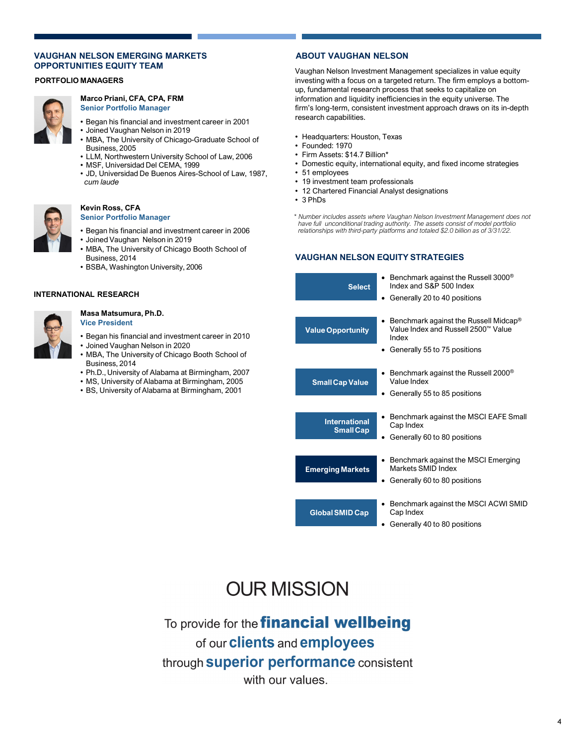## VAUGHAN NELSON EMERGING MARKETS OPPORTUNITIES EQUITY TEAM

### PORTFOLIO MANAGERS

**Marco Priani, CFA, CPA, FRM**
**Senior Portfolio Manager**

- Began his financial and investment career in 2001
- Joined Vaughan Nelson in 2019
- MBA, The University of Chicago-Graduate School of Business, 2005
- LLM, Northwestern University School of Law, 2006
- MSF, Universidad Del CEMA, 1999
- JD, Universidad De Buenos Aires-School of Law, 1987, *cum laude*

**Kevin Ross, CFA**
**Senior Portfolio Manager**

- Began his financial and investment career in 2006
- Joined Vaughan Nelson in 2019
- MBA, The University of Chicago Booth School of Business, 2014
- BSBA, Washington University, 2006

### INTERNATIONAL RESEARCH

**Masa Matsumura, Ph.D.**
**Vice President**

- Began his financial and investment career in 2010
- Joined Vaughan Nelson in 2020
- MBA, The University of Chicago Booth School of Business, 2014
- Ph.D., University of Alabama at Birmingham, 2007
- MS, University of Alabama at Birmingham, 2005
- BS, University of Alabama at Birmingham, 2001

## ABOUT VAUGHAN NELSON

Vaughan Nelson Investment Management specializes in value equity investing with a focus on a targeted return. The firm employs a bottom-up, fundamental research process that seeks to capitalize on information and liquidity inefficiencies in the equity universe. The firm's long-term, consistent investment approach draws on its in-depth research capabilities.

- Headquarters: Houston, Texas
- Founded: 1970
- Firm Assets: $14.7 Billion*
- Domestic equity, international equity, and fixed income strategies
- 51 employees
- 19 investment team professionals
- 12 Chartered Financial Analyst designations
- 3 PhDs

*\* Number includes assets where Vaughan Nelson Investment Management does not have full unconditional trading authority. The assets consist of model portfolio relationships with third-party platforms and totaled $2.0 billion as of 3/31/22.*

## VAUGHAN NELSON EQUITY STRATEGIES

| Strategy | Details |
|---|---|
| **Select** | • Benchmark against the Russell 3000® Index and S&P 500 Index<br>• Generally 20 to 40 positions |
| **Value Opportunity** | • Benchmark against the Russell Midcap® Value Index and Russell 2500™ Value Index<br>• Generally 55 to 75 positions |
| **Small Cap Value** | • Benchmark against the Russell 2000® Value Index<br>• Generally 55 to 85 positions |
| **International Small Cap** | • Benchmark against the MSCI EAFE Small Cap Index<br>• Generally 60 to 80 positions |
| **Emerging Markets** | • Benchmark against the MSCI Emerging Markets SMID Index<br>• Generally 60 to 80 positions |
| **Global SMID Cap** | • Benchmark against the MSCI ACWI SMID Cap Index<br>• Generally 40 to 80 positions |

## OUR MISSION

To provide for the **financial wellbeing** of our **clients** and **employees** through **superior performance** consistent with our values.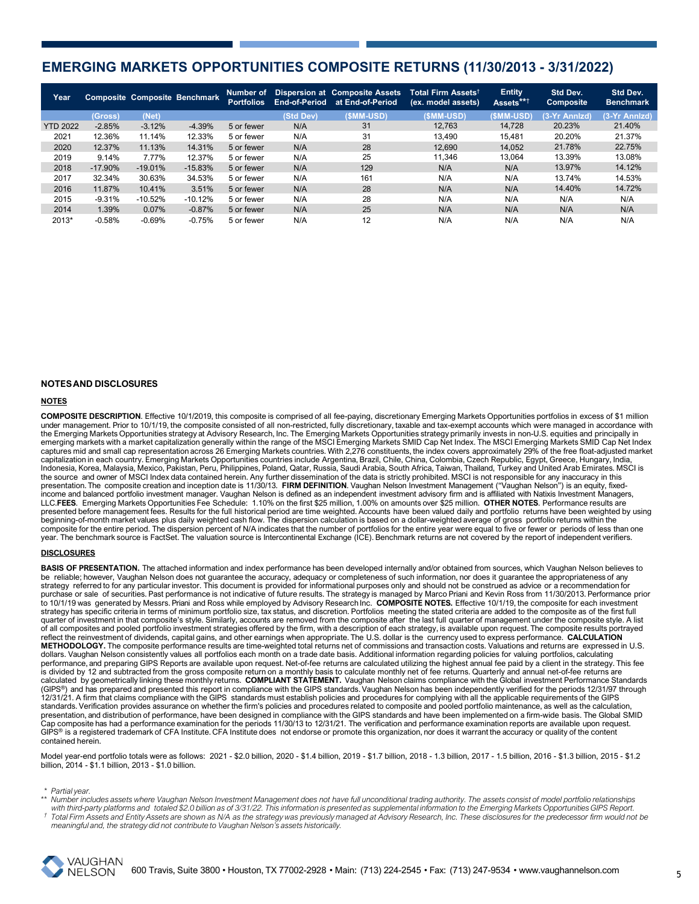# EMERGING MARKETS OPPORTUNITIES COMPOSITE RETURNS (11/30/2013 - 3/31/2022)

| Year | Composite | Composite | Benchmark | Number of Portfolios | Dispersion at End-of-Period | Composite Assets at End-of-Period | Total Firm Assets† (ex. model assets) | Entity Assets**† | Std Dev. Composite | Std Dev. Benchmark |
|---|---|---|---|---|---|---|---|---|---|---|
| | (Gross) | (Net) | | | (Std Dev) | ($MM-USD) | ($MM-USD) | ($MM-USD) | (3-Yr Annlzd) | (3-Yr Annlzd) |
| YTD 2022 | -2.85% | -3.12% | -4.39% | 5 or fewer | N/A | 31 | 12,763 | 14,728 | 20.23% | 21.40% |
| 2021 | 12.36% | 11.14% | 12.33% | 5 or fewer | N/A | 31 | 13,490 | 15,481 | 20.20% | 21.37% |
| 2020 | 12.37% | 11.13% | 14.31% | 5 or fewer | N/A | 28 | 12,690 | 14,052 | 21.78% | 22.75% |
| 2019 | 9.14% | 7.77% | 12.37% | 5 or fewer | N/A | 25 | 11,346 | 13,064 | 13.39% | 13.08% |
| 2018 | -17.90% | -19.01% | -15.83% | 5 or fewer | N/A | 129 | N/A | N/A | 13.97% | 14.12% |
| 2017 | 32.34% | 30.63% | 34.53% | 5 or fewer | N/A | 161 | N/A | N/A | 13.74% | 14.53% |
| 2016 | 11.87% | 10.41% | 3.51% | 5 or fewer | N/A | 28 | N/A | N/A | 14.40% | 14.72% |
| 2015 | -9.31% | -10.52% | -10.12% | 5 or fewer | N/A | 28 | N/A | N/A | N/A | N/A |
| 2014 | 1.39% | 0.07% | -0.87% | 5 or fewer | N/A | 25 | N/A | N/A | N/A | N/A |
| 2013* | -0.58% | -0.69% | -0.75% | 5 or fewer | N/A | 12 | N/A | N/A | N/A | N/A |

## NOTES AND DISCLOSURES

### NOTES

**COMPOSITE DESCRIPTION**. Effective 10/1/2019, this composite is comprised of all fee-paying, discretionary Emerging Markets Opportunities portfolios in excess of $1 million under management. Prior to 10/1/19, the composite consisted of all non-restricted, fully discretionary, taxable and tax-exempt accounts which were managed in accordance with the Emerging Markets Opportunities strategy at Advisory Research, Inc. The Emerging Markets Opportunities strategy primarily invests in non-U.S. equities and principally in emerging markets with a market capitalization generally within the range of the MSCI Emerging Markets SMID Cap Net Index. The MSCI Emerging Markets SMID Cap Net Index captures mid and small cap representation across 26 Emerging Markets countries. With 2,276 constituents, the index covers approximately 29% of the free float-adjusted market capitalization in each country. Emerging Markets Opportunities countries include Argentina, Brazil, Chile, China, Colombia, Czech Republic, Egypt, Greece, Hungary, India, Indonesia, Korea, Malaysia, Mexico, Pakistan, Peru, Philippines, Poland, Qatar, Russia, Saudi Arabia, South Africa, Taiwan, Thailand, Turkey and United Arab Emirates. MSCI is the source and owner of MSCI Index data contained herein. Any further dissemination of the data is strictly prohibited. MSCI is not responsible for any inaccuracy in this presentation. The composite creation and inception date is 11/30/13. **FIRM DEFINITION**. Vaughan Nelson Investment Management ("Vaughan Nelson") is an equity, fixed-income and balanced portfolio investment manager. Vaughan Nelson is defined as an independent investment advisory firm and is affiliated with Natixis Investment Managers, LLC.**FEES**. Emerging Markets Opportunities Fee Schedule: 1.10% on the first $25 million, 1.00% on amounts over $25 million. **OTHER NOTES**. Performance results are presented before management fees. Results for the full historical period are time weighted. Accounts have been valued daily and portfolio returns have been weighted by using beginning-of-month market values plus daily weighted cash flow. The dispersion calculation is based on a dollar-weighted average of gross portfolio returns within the composite for the entire period. The dispersion percent of N/A indicates that the number of portfolios for the entire year were equal to five or fewer or periods of less than one year. The benchmark source is FactSet. The valuation source is Intercontinental Exchange (ICE). Benchmark returns are not covered by the report of independent verifiers.

### DISCLOSURES

**BASIS OF PRESENTATION.** The attached information and index performance has been developed internally and/or obtained from sources, which Vaughan Nelson believes to be reliable; however, Vaughan Nelson does not guarantee the accuracy, adequacy or completeness of such information, nor does it guarantee the appropriateness of any strategy referred to for any particular investor. This document is provided for informational purposes only and should not be construed as advice or a recommendation for purchase or sale of securities. Past performance is not indicative of future results. The strategy is managed by Marco Priani and Kevin Ross from 11/30/2013. Performance prior to 10/1/19 was generated by Messrs. Priani and Ross while employed by Advisory Research Inc. **COMPOSITE NOTES.** Effective 10/1/19, the composite for each investment strategy has specific criteria in terms of minimum portfolio size, tax status, and discretion. Portfolios meeting the stated criteria are added to the composite as of the first full quarter of investment in that composite's style. Similarly, accounts are removed from the composite after the last full quarter of management under the composite style. A list of all composites and pooled portfolio investment strategies offered by the firm, with a description of each strategy, is available upon request. The composite results portrayed reflect the reinvestment of dividends, capital gains, and other earnings when appropriate. The U.S. dollar is the currency used to express performance. **CALCULATION METHODOLOGY.** The composite performance results are time-weighted total returns net of commissions and transaction costs. Valuations and returns are expressed in U.S. dollars. Vaughan Nelson consistently values all portfolios each month on a trade date basis. Additional information regarding policies for valuing portfolios, calculating performance, and preparing GIPS Reports are available upon request. Net-of-fee returns are calculated utilizing the highest annual fee paid by a client in the strategy. This fee is divided by 12 and subtracted from the gross composite return on a monthly basis to calculate monthly net of fee returns. Quarterly and annual net-of-fee returns are calculated by geometrically linking these monthly returns. **COMPLIANT STATEMENT.** Vaughan Nelson claims compliance with the Global investment Performance Standards (GIPS®) and has prepared and presented this report in compliance with the GIPS standards. Vaughan Nelson has been independently verified for the periods 12/31/97 through 12/31/21. A firm that claims compliance with the GIPS standards must establish policies and procedures for complying with all the applicable requirements of the GIPS standards. Verification provides assurance on whether the firm's policies and procedures related to composite and pooled portfolio maintenance, as well as the calculation, presentation, and distribution of performance, have been designed in compliance with the GIPS standards and have been implemented on a firm-wide basis. The Global SMID Cap composite has had a performance examination for the periods 11/30/13 to 12/31/21. The verification and performance examination reports are available upon request. GIPS® is a registered trademark of CFA Institute. CFA Institute does not endorse or promote this organization, nor does it warrant the accuracy or quality of the content contained herein.

Model year-end portfolio totals were as follows: 2021 - $2.0 billion, 2020 - $1.4 billion, 2019 - $1.7 billion, 2018 - 1.3 billion, 2017 - 1.5 billion, 2016 - $1.3 billion, 2015 - $1.2 billion, 2014 - $1.1 billion, 2013 - $1.0 billion.

\* *Partial year.*

\** *Number includes assets where Vaughan Nelson Investment Management does not have full unconditional trading authority. The assets consist of model portfolio relationships with third-party platforms and totaled $2.0 billion as of 3/31/22. This information is presented as supplemental information to the Emerging Markets Opportunities GIPS Report.*

† *Total Firm Assets and Entity Assets are shown as N/A as the strategy was previously managed at Advisory Research, Inc. These disclosures for the predecessor firm would not be meaningful and, the strategy did not contribute to Vaughan Nelson's assets historically.*

VAUGHAN NELSON 600 Travis, Suite 3800 • Houston, TX 77002-2928 • Main: (713) 224-2545 • Fax: (713) 247-9534 • www.vaughannelson.com